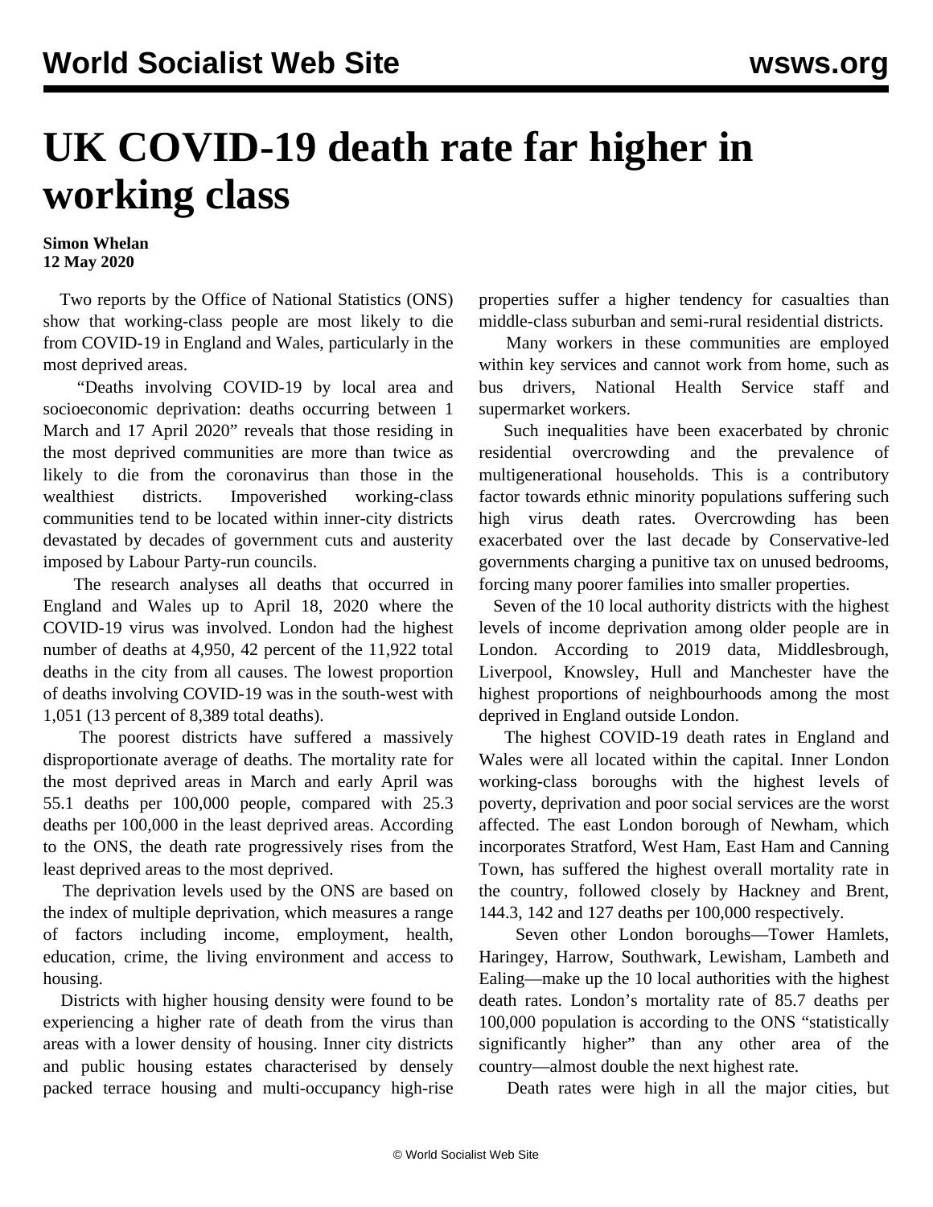# UK COVID-19 death rate far higher in working class

**Simon Whelan**
**12 May 2020**

Two reports by the Office of National Statistics (ONS) show that working-class people are most likely to die from COVID-19 in England and Wales, particularly in the most deprived areas.

"Deaths involving COVID-19 by local area and socioeconomic deprivation: deaths occurring between 1 March and 17 April 2020" reveals that those residing in the most deprived communities are more than twice as likely to die from the coronavirus than those in the wealthiest districts. Impoverished working-class communities tend to be located within inner-city districts devastated by decades of government cuts and austerity imposed by Labour Party-run councils.

The research analyses all deaths that occurred in England and Wales up to April 18, 2020 where the COVID-19 virus was involved. London had the highest number of deaths at 4,950, 42 percent of the 11,922 total deaths in the city from all causes. The lowest proportion of deaths involving COVID-19 was in the south-west with 1,051 (13 percent of 8,389 total deaths).

The poorest districts have suffered a massively disproportionate average of deaths. The mortality rate for the most deprived areas in March and early April was 55.1 deaths per 100,000 people, compared with 25.3 deaths per 100,000 in the least deprived areas. According to the ONS, the death rate progressively rises from the least deprived areas to the most deprived.

The deprivation levels used by the ONS are based on the index of multiple deprivation, which measures a range of factors including income, employment, health, education, crime, the living environment and access to housing.

Districts with higher housing density were found to be experiencing a higher rate of death from the virus than areas with a lower density of housing. Inner city districts and public housing estates characterised by densely packed terrace housing and multi-occupancy high-rise properties suffer a higher tendency for casualties than middle-class suburban and semi-rural residential districts.

Many workers in these communities are employed within key services and cannot work from home, such as bus drivers, National Health Service staff and supermarket workers.

Such inequalities have been exacerbated by chronic residential overcrowding and the prevalence of multigenerational households. This is a contributory factor towards ethnic minority populations suffering such high virus death rates. Overcrowding has been exacerbated over the last decade by Conservative-led governments charging a punitive tax on unused bedrooms, forcing many poorer families into smaller properties.

Seven of the 10 local authority districts with the highest levels of income deprivation among older people are in London. According to 2019 data, Middlesbrough, Liverpool, Knowsley, Hull and Manchester have the highest proportions of neighbourhoods among the most deprived in England outside London.

The highest COVID-19 death rates in England and Wales were all located within the capital. Inner London working-class boroughs with the highest levels of poverty, deprivation and poor social services are the worst affected. The east London borough of Newham, which incorporates Stratford, West Ham, East Ham and Canning Town, has suffered the highest overall mortality rate in the country, followed closely by Hackney and Brent, 144.3, 142 and 127 deaths per 100,000 respectively.

Seven other London boroughs—Tower Hamlets, Haringey, Harrow, Southwark, Lewisham, Lambeth and Ealing—make up the 10 local authorities with the highest death rates. London's mortality rate of 85.7 deaths per 100,000 population is according to the ONS "statistically significantly higher" than any other area of the country—almost double the next highest rate.

Death rates were high in all the major cities, but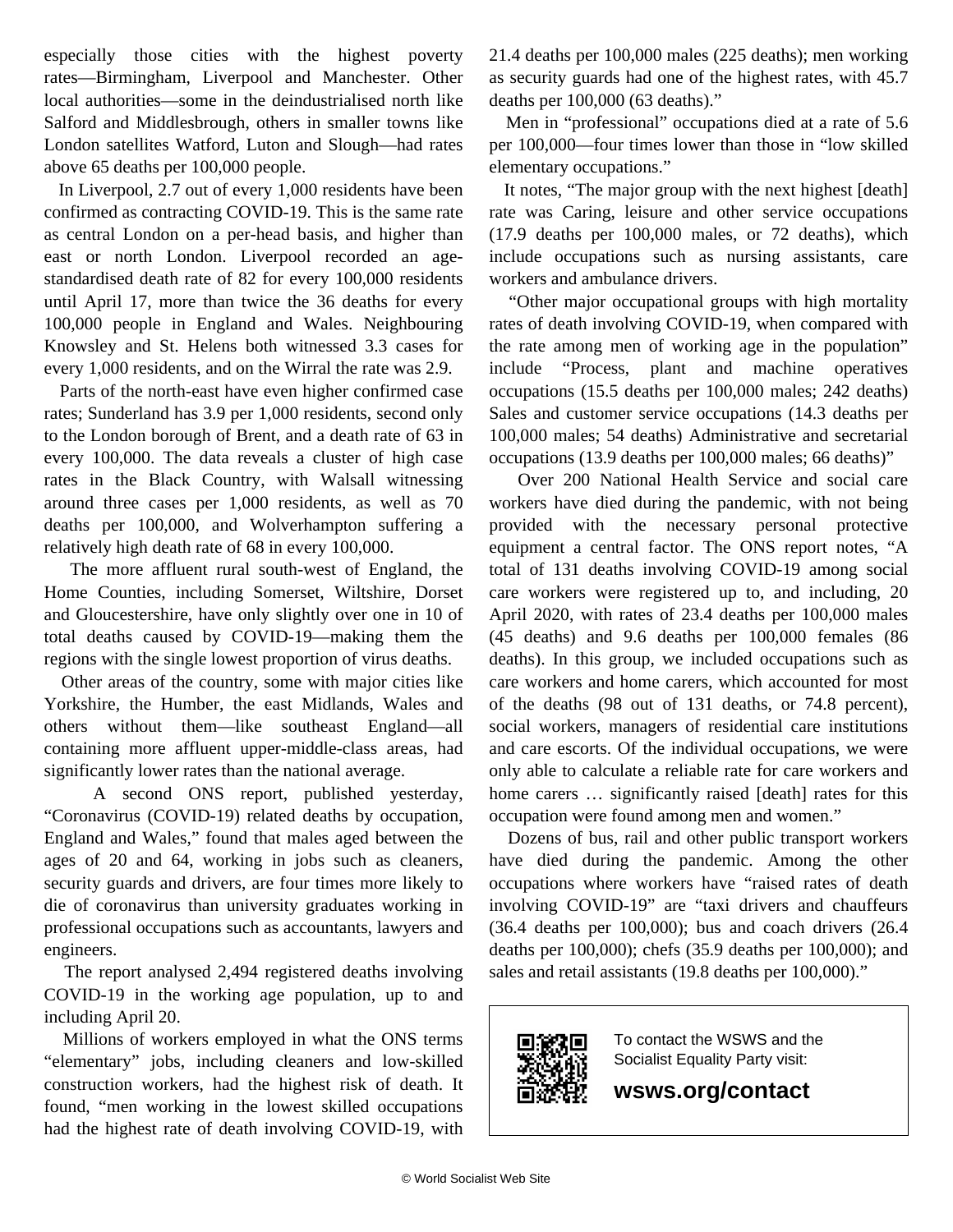especially those cities with the highest poverty rates—Birmingham, Liverpool and Manchester. Other local authorities—some in the deindustrialised north like Salford and Middlesbrough, others in smaller towns like London satellites Watford, Luton and Slough—had rates above 65 deaths per 100,000 people.

In Liverpool, 2.7 out of every 1,000 residents have been confirmed as contracting COVID-19. This is the same rate as central London on a per-head basis, and higher than east or north London. Liverpool recorded an age-standardised death rate of 82 for every 100,000 residents until April 17, more than twice the 36 deaths for every 100,000 people in England and Wales. Neighbouring Knowsley and St. Helens both witnessed 3.3 cases for every 1,000 residents, and on the Wirral the rate was 2.9.

Parts of the north-east have even higher confirmed case rates; Sunderland has 3.9 per 1,000 residents, second only to the London borough of Brent, and a death rate of 63 in every 100,000. The data reveals a cluster of high case rates in the Black Country, with Walsall witnessing around three cases per 1,000 residents, as well as 70 deaths per 100,000, and Wolverhampton suffering a relatively high death rate of 68 in every 100,000.

The more affluent rural south-west of England, the Home Counties, including Somerset, Wiltshire, Dorset and Gloucestershire, have only slightly over one in 10 of total deaths caused by COVID-19—making them the regions with the single lowest proportion of virus deaths.

Other areas of the country, some with major cities like Yorkshire, the Humber, the east Midlands, Wales and others without them—like southeast England—all containing more affluent upper-middle-class areas, had significantly lower rates than the national average.

A second ONS report, published yesterday, "Coronavirus (COVID-19) related deaths by occupation, England and Wales," found that males aged between the ages of 20 and 64, working in jobs such as cleaners, security guards and drivers, are four times more likely to die of coronavirus than university graduates working in professional occupations such as accountants, lawyers and engineers.

The report analysed 2,494 registered deaths involving COVID-19 in the working age population, up to and including April 20.

Millions of workers employed in what the ONS terms "elementary" jobs, including cleaners and low-skilled construction workers, had the highest risk of death. It found, "men working in the lowest skilled occupations had the highest rate of death involving COVID-19, with 21.4 deaths per 100,000 males (225 deaths); men working as security guards had one of the highest rates, with 45.7 deaths per 100,000 (63 deaths)."

Men in "professional" occupations died at a rate of 5.6 per 100,000—four times lower than those in "low skilled elementary occupations."

It notes, "The major group with the next highest [death] rate was Caring, leisure and other service occupations (17.9 deaths per 100,000 males, or 72 deaths), which include occupations such as nursing assistants, care workers and ambulance drivers.

"Other major occupational groups with high mortality rates of death involving COVID-19, when compared with the rate among men of working age in the population" include "Process, plant and machine operatives occupations (15.5 deaths per 100,000 males; 242 deaths) Sales and customer service occupations (14.3 deaths per 100,000 males; 54 deaths) Administrative and secretarial occupations (13.9 deaths per 100,000 males; 66 deaths)"

Over 200 National Health Service and social care workers have died during the pandemic, with not being provided with the necessary personal protective equipment a central factor. The ONS report notes, "A total of 131 deaths involving COVID-19 among social care workers were registered up to, and including, 20 April 2020, with rates of 23.4 deaths per 100,000 males (45 deaths) and 9.6 deaths per 100,000 females (86 deaths). In this group, we included occupations such as care workers and home carers, which accounted for most of the deaths (98 out of 131 deaths, or 74.8 percent), social workers, managers of residential care institutions and care escorts. Of the individual occupations, we were only able to calculate a reliable rate for care workers and home carers … significantly raised [death] rates for this occupation were found among men and women."

Dozens of bus, rail and other public transport workers have died during the pandemic. Among the other occupations where workers have "raised rates of death involving COVID-19" are "taxi drivers and chauffeurs (36.4 deaths per 100,000); bus and coach drivers (26.4 deaths per 100,000); chefs (35.9 deaths per 100,000); and sales and retail assistants (19.8 deaths per 100,000)."

To contact the WSWS and the Socialist Equality Party visit:

**wsws.org/contact**